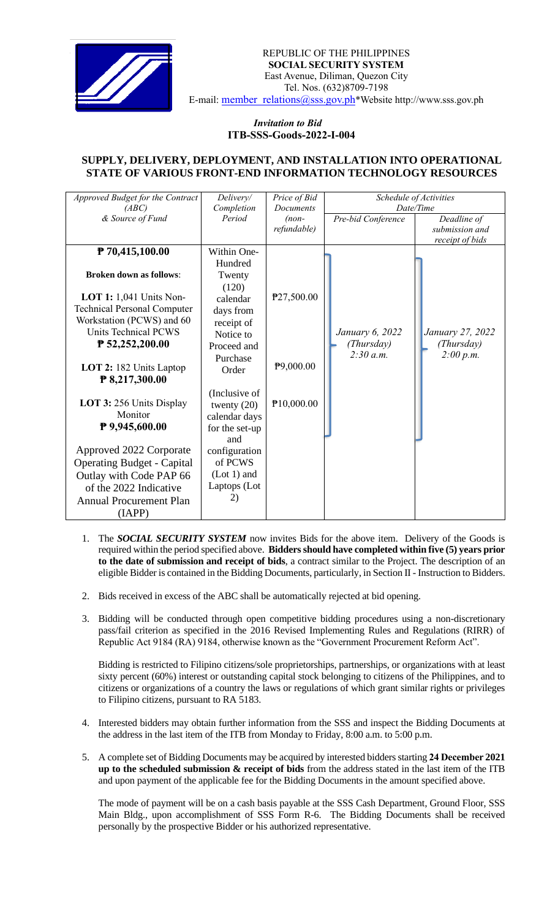REPUBLIC OF THE PHILIPPINES
**SOCIAL SECURITY SYSTEM**
East Avenue, Diliman, Quezon City
Tel. Nos. (632)8709-7198
E-mail: member_relations@sss.gov.ph*Website http://www.sss.gov.ph

*Invitation to Bid*
**ITB-SSS-Goods-2022-I-004**

## SUPPLY, DELIVERY, DEPLOYMENT, AND INSTALLATION INTO OPERATIONAL STATE OF VARIOUS FRONT-END INFORMATION TECHNOLOGY RESOURCES

| *Approved Budget for the Contract (ABC) & Source of Fund* | *Delivery/ Completion Period* | *Price of Bid Documents (non-refundable)* | *Schedule of Activities Date/Time* | |
|---|---|---|---|---|
| | | | *Pre-bid Conference* | *Deadline of submission and receipt of bids* |
| **₱ 70,415,100.00**<br><br>**Broken down as follows**:<br><br>**LOT 1:** 1,041 Units Non-Technical Personal Computer Workstation (PCWS) and 60 Units Technical PCWS<br>**₱ 52,252,200.00** | Within One-Hundred Twenty (120) calendar days from receipt of Notice to Proceed and Purchase Order<br><br>(Inclusive of twenty (20) calendar days for the set-up and configuration of PCWS (Lot 1) and Laptops (Lot 2) | ₱27,500.00 | *January 6, 2022 (Thursday) 2:30 a.m.* | *January 27, 2022 (Thursday) 2:00 p.m.* |
| **LOT 2:** 182 Units Laptop<br>**₱ 8,217,300.00** | | ₱9,000.00 | | |
| **LOT 3:** 256 Units Display Monitor<br>**₱ 9,945,600.00** | | ₱10,000.00 | | |
| Approved 2022 Corporate Operating Budget - Capital Outlay with Code PAP 66 of the 2022 Indicative Annual Procurement Plan (IAPP) | | | | |

1. The ***SOCIAL SECURITY SYSTEM*** now invites Bids for the above item. Delivery of the Goods is required within the period specified above. **Bidders should have completed within five (5) years prior to the date of submission and receipt of bids**, a contract similar to the Project. The description of an eligible Bidder is contained in the Bidding Documents, particularly, in Section II - Instruction to Bidders.

2. Bids received in excess of the ABC shall be automatically rejected at bid opening.

3. Bidding will be conducted through open competitive bidding procedures using a non-discretionary pass/fail criterion as specified in the 2016 Revised Implementing Rules and Regulations (RIRR) of Republic Act 9184 (RA) 9184, otherwise known as the "Government Procurement Reform Act".

   Bidding is restricted to Filipino citizens/sole proprietorships, partnerships, or organizations with at least sixty percent (60%) interest or outstanding capital stock belonging to citizens of the Philippines, and to citizens or organizations of a country the laws or regulations of which grant similar rights or privileges to Filipino citizens, pursuant to RA 5183.

4. Interested bidders may obtain further information from the SSS and inspect the Bidding Documents at the address in the last item of the ITB from Monday to Friday, 8:00 a.m. to 5:00 p.m.

5. A complete set of Bidding Documents may be acquired by interested bidders starting **24 December 2021 up to the scheduled submission & receipt of bids** from the address stated in the last item of the ITB and upon payment of the applicable fee for the Bidding Documents in the amount specified above.

   The mode of payment will be on a cash basis payable at the SSS Cash Department, Ground Floor, SSS Main Bldg., upon accomplishment of SSS Form R-6. The Bidding Documents shall be received personally by the prospective Bidder or his authorized representative.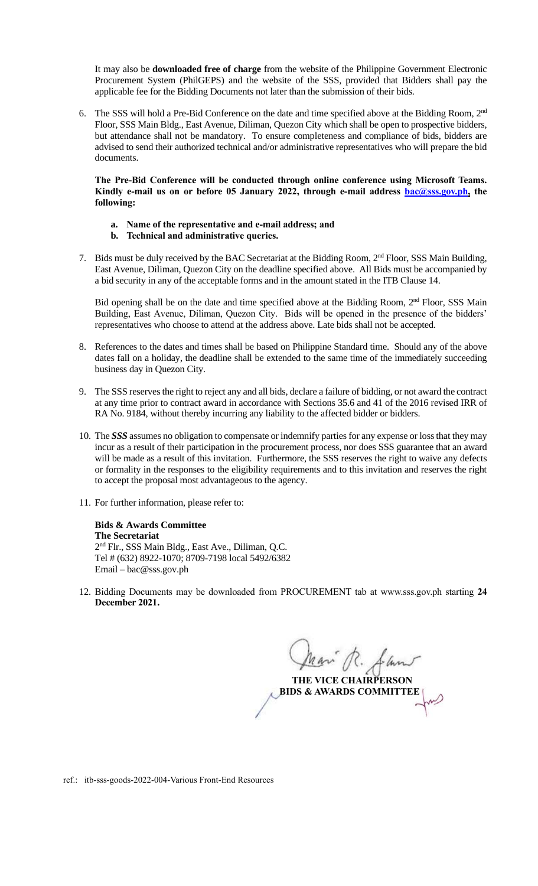It may also be **downloaded free of charge** from the website of the Philippine Government Electronic Procurement System (PhilGEPS) and the website of the SSS, provided that Bidders shall pay the applicable fee for the Bidding Documents not later than the submission of their bids.

6. The SSS will hold a Pre-Bid Conference on the date and time specified above at the Bidding Room, 2nd Floor, SSS Main Bldg., East Avenue, Diliman, Quezon City which shall be open to prospective bidders, but attendance shall not be mandatory. To ensure completeness and compliance of bids, bidders are advised to send their authorized technical and/or administrative representatives who will prepare the bid documents.

   **The Pre-Bid Conference will be conducted through online conference using Microsoft Teams. Kindly e-mail us on or before 05 January 2022, through e-mail address bac@sss.gov.ph, the following:**

   a. **Name of the representative and e-mail address; and**
   b. **Technical and administrative queries.**

7. Bids must be duly received by the BAC Secretariat at the Bidding Room, 2nd Floor, SSS Main Building, East Avenue, Diliman, Quezon City on the deadline specified above. All Bids must be accompanied by a bid security in any of the acceptable forms and in the amount stated in the ITB Clause 14.

   Bid opening shall be on the date and time specified above at the Bidding Room, 2nd Floor, SSS Main Building, East Avenue, Diliman, Quezon City. Bids will be opened in the presence of the bidders' representatives who choose to attend at the address above. Late bids shall not be accepted.

8. References to the dates and times shall be based on Philippine Standard time. Should any of the above dates fall on a holiday, the deadline shall be extended to the same time of the immediately succeeding business day in Quezon City.

9. The SSS reserves the right to reject any and all bids, declare a failure of bidding, or not award the contract at any time prior to contract award in accordance with Sections 35.6 and 41 of the 2016 revised IRR of RA No. 9184, without thereby incurring any liability to the affected bidder or bidders.

10. The ***SSS*** assumes no obligation to compensate or indemnify parties for any expense or loss that they may incur as a result of their participation in the procurement process, nor does SSS guarantee that an award will be made as a result of this invitation. Furthermore, the SSS reserves the right to waive any defects or formality in the responses to the eligibility requirements and to this invitation and reserves the right to accept the proposal most advantageous to the agency.

11. For further information, please refer to:

    **Bids & Awards Committee**
    **The Secretariat**
    2nd Flr., SSS Main Bldg., East Ave., Diliman, Q.C.
    Tel # (632) 8922-1070; 8709-7198 local 5492/6382
    Email – bac@sss.gov.ph

12. Bidding Documents may be downloaded from PROCUREMENT tab at www.sss.gov.ph starting **24 December 2021.**

**THE VICE CHAIRPERSON**
**BIDS & AWARDS COMMITTEE**

ref.: itb-sss-goods-2022-004-Various Front-End Resources